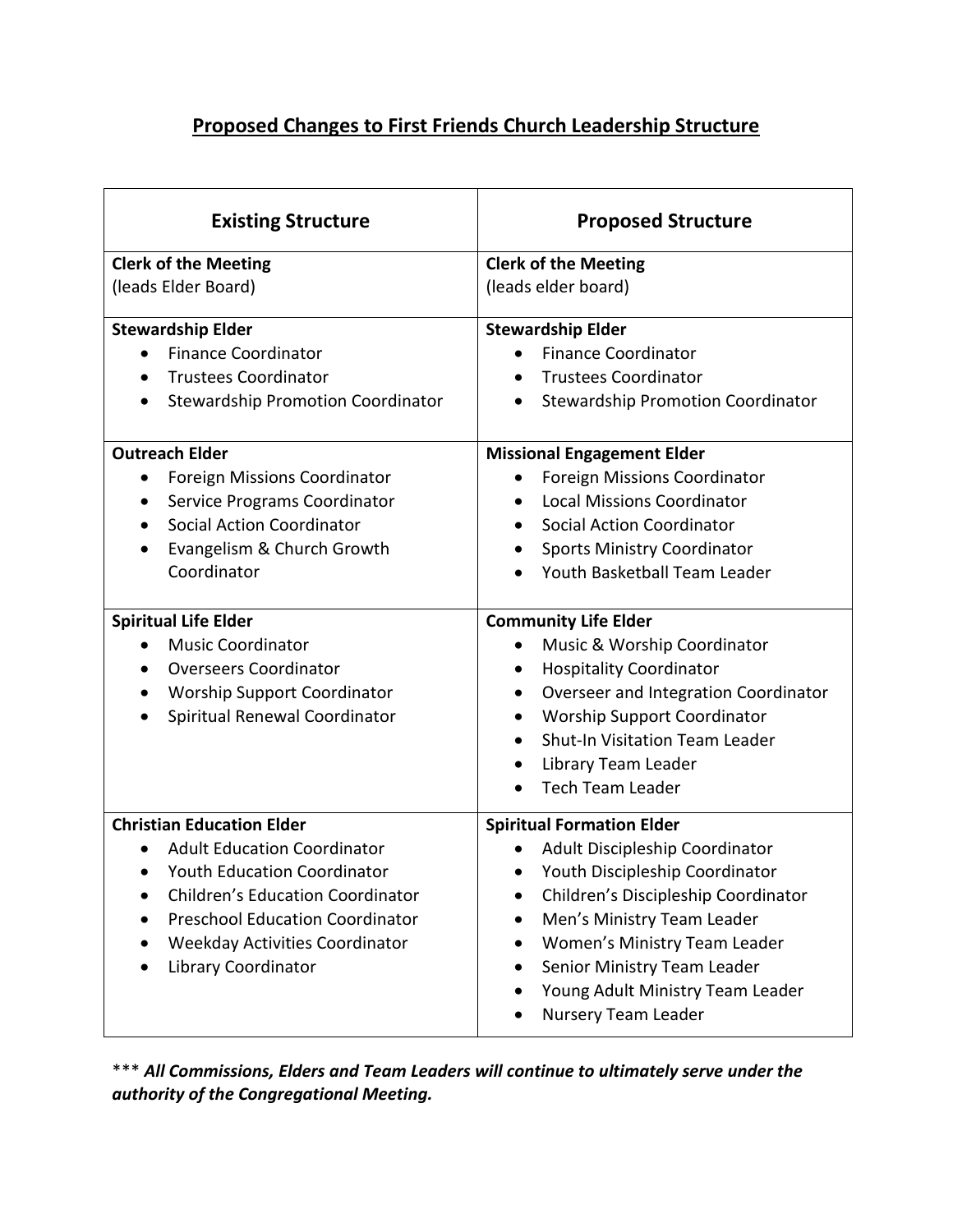# Proposed Changes to First Friends Church Leadership Structure

| Existing Structure | Proposed Structure |
|---|---|
| **Clerk of the Meeting**<br>(leads Elder Board) | **Clerk of the Meeting**<br>(leads elder board) |
| **Stewardship Elder**<br>• Finance Coordinator<br>• Trustees Coordinator<br>• Stewardship Promotion Coordinator | **Stewardship Elder**<br>• Finance Coordinator<br>• Trustees Coordinator<br>• Stewardship Promotion Coordinator |
| **Outreach Elder**<br>• Foreign Missions Coordinator<br>• Service Programs Coordinator<br>• Social Action Coordinator<br>• Evangelism & Church Growth Coordinator | **Missional Engagement Elder**<br>• Foreign Missions Coordinator<br>• Local Missions Coordinator<br>• Social Action Coordinator<br>• Sports Ministry Coordinator<br>• Youth Basketball Team Leader |
| **Spiritual Life Elder**<br>• Music Coordinator<br>• Overseers Coordinator<br>• Worship Support Coordinator<br>• Spiritual Renewal Coordinator | **Community Life Elder**<br>• Music & Worship Coordinator<br>• Hospitality Coordinator<br>• Overseer and Integration Coordinator<br>• Worship Support Coordinator<br>• Shut-In Visitation Team Leader<br>• Library Team Leader<br>• Tech Team Leader |
| **Christian Education Elder**<br>• Adult Education Coordinator<br>• Youth Education Coordinator<br>• Children's Education Coordinator<br>• Preschool Education Coordinator<br>• Weekday Activities Coordinator<br>• Library Coordinator | **Spiritual Formation Elder**<br>• Adult Discipleship Coordinator<br>• Youth Discipleship Coordinator<br>• Children's Discipleship Coordinator<br>• Men's Ministry Team Leader<br>• Women's Ministry Team Leader<br>• Senior Ministry Team Leader<br>• Young Adult Ministry Team Leader<br>• Nursery Team Leader |

*** ***All Commissions, Elders and Team Leaders will continue to ultimately serve under the authority of the Congregational Meeting.***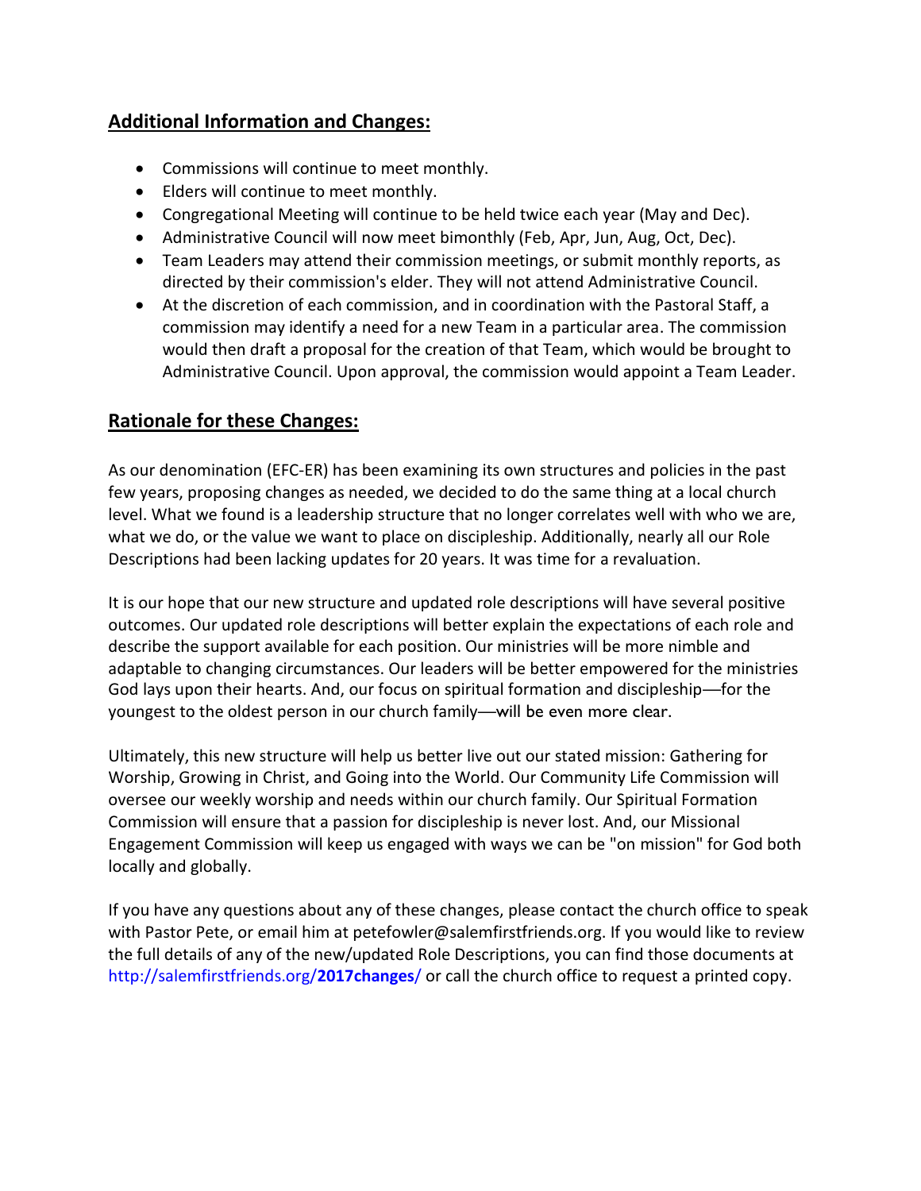## Additional Information and Changes:

- Commissions will continue to meet monthly.
- Elders will continue to meet monthly.
- Congregational Meeting will continue to be held twice each year (May and Dec).
- Administrative Council will now meet bimonthly (Feb, Apr, Jun, Aug, Oct, Dec).
- Team Leaders may attend their commission meetings, or submit monthly reports, as directed by their commission's elder. They will not attend Administrative Council.
- At the discretion of each commission, and in coordination with the Pastoral Staff, a commission may identify a need for a new Team in a particular area. The commission would then draft a proposal for the creation of that Team, which would be brought to Administrative Council. Upon approval, the commission would appoint a Team Leader.

## Rationale for these Changes:

As our denomination (EFC-ER) has been examining its own structures and policies in the past few years, proposing changes as needed, we decided to do the same thing at a local church level. What we found is a leadership structure that no longer correlates well with who we are, what we do, or the value we want to place on discipleship. Additionally, nearly all our Role Descriptions had been lacking updates for 20 years. It was time for a revaluation.

It is our hope that our new structure and updated role descriptions will have several positive outcomes. Our updated role descriptions will better explain the expectations of each role and describe the support available for each position. Our ministries will be more nimble and adaptable to changing circumstances. Our leaders will be better empowered for the ministries God lays upon their hearts. And, our focus on spiritual formation and discipleship—for the youngest to the oldest person in our church family—will be even more clear.

Ultimately, this new structure will help us better live out our stated mission: Gathering for Worship, Growing in Christ, and Going into the World. Our Community Life Commission will oversee our weekly worship and needs within our church family. Our Spiritual Formation Commission will ensure that a passion for discipleship is never lost. And, our Missional Engagement Commission will keep us engaged with ways we can be "on mission" for God both locally and globally.

If you have any questions about any of these changes, please contact the church office to speak with Pastor Pete, or email him at petefowler@salemfirstfriends.org. If you would like to review the full details of any of the new/updated Role Descriptions, you can find those documents at http://salemfirstfriends.org/**2017changes**/ or call the church office to request a printed copy.